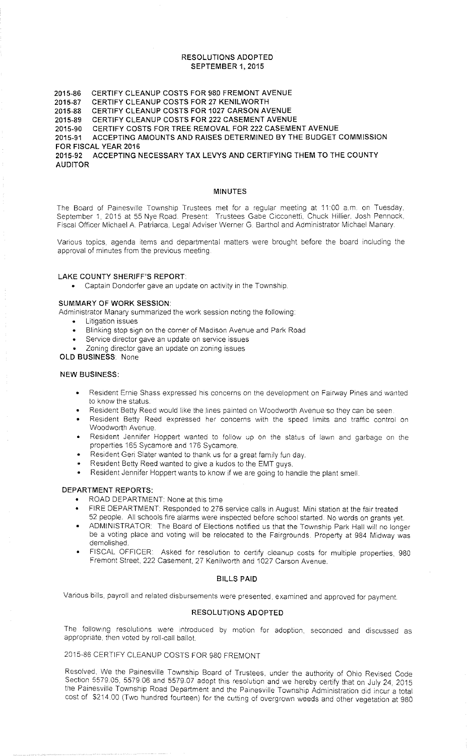# RESOLUTIONS ADOPTED
## SEPTEMBER 1, 2015

2015-86 CERTIFY CLEANUP COSTS FOR 980 FREMONT AVENUE
2015-87 CERTIFY CLEANUP COSTS FOR 27 KENILWORTH
2015-88 CERTIFY CLEANUP COSTS FOR 1027 CARSON AVENUE
2015-89 CERTIFY CLEANUP COSTS FOR 222 CASEMENT AVENUE
2015-90 CERTIFY COSTS FOR TREE REMOVAL FOR 222 CASEMENT AVENUE
2015-91 ACCEPTING AMOUNTS AND RAISES DETERMINED BY THE BUDGET COMMISSION FOR FISCAL YEAR 2016
2015-92 ACCEPTING NECESSARY TAX LEVYS AND CERTIFYING THEM TO THE COUNTY AUDITOR

## MINUTES

The Board of Painesville Township Trustees met for a regular meeting at 11:00 a.m. on Tuesday, September 1, 2015 at 55 Nye Road. Present: Trustees Gabe Cicconetti, Chuck Hillier, Josh Pennock, Fiscal Officer Michael A. Patriarca, Legal Adviser Werner G. Barthol and Administrator Michael Manary.

Various topics, agenda items and departmental matters were brought before the board including the approval of minutes from the previous meeting.

**LAKE COUNTY SHERIFF'S REPORT:**

- Captain Dondorfer gave an update on activity in the Township.

**SUMMARY OF WORK SESSION:**

Administrator Manary summarized the work session noting the following:

- Litigation issues
- Blinking stop sign on the corner of Madison Avenue and Park Road
- Service director gave an update on service issues
- Zoning director gave an update on zoning issues

**OLD BUSINESS:** None

**NEW BUSINESS:**

- Resident Ernie Shass expressed his concerns on the development on Fairway Pines and wanted to know the status.
- Resident Betty Reed would like the lines painted on Woodworth Avenue so they can be seen.
- Resident Betty Reed expressed her concerns with the speed limits and traffic control on Woodworth Avenue.
- Resident Jennifer Hoppert wanted to follow up on the status of lawn and garbage on the properties 165 Sycamore and 176 Sycamore.
- Resident Geri Slater wanted to thank us for a great family fun day.
- Resident Betty Reed wanted to give a kudos to the EMT guys.
- Resident Jennifer Hoppert wants to know if we are going to handle the plant smell.

**DEPARTMENT REPORTS:**

- ROAD DEPARTMENT: None at this time
- FIRE DEPARTMENT: Responded to 276 service calls in August. Mini station at the fair treated 52 people. All schools fire alarms were inspected before school started. No words on grants yet.
- ADMINISTRATOR: The Board of Elections notified us that the Township Park Hall will no longer be a voting place and voting will be relocated to the Fairgrounds. Property at 984 Midway was demolished.
- FISCAL OFFICER: Asked for resolution to certify cleanup costs for multiple properties, 980 Fremont Street, 222 Casement, 27 Kenilworth and 1027 Carson Avenue.

## BILLS PAID

Various bills, payroll and related disbursements were presented, examined and approved for payment.

## RESOLUTIONS ADOPTED

The following resolutions were introduced by motion for adoption, seconded and discussed as appropriate, then voted by roll-call ballot.

2015-86 CERTIFY CLEANUP COSTS FOR 980 FREMONT

Resolved, We the Painesville Township Board of Trustees, under the authority of Ohio Revised Code Section 5579.05, 5579.06 and 5579.07 adopt this resolution and we hereby certify that on July 24, 2015 the Painesville Township Road Department and the Painesville Township Administration did incur a total cost of $214.00 (Two hundred fourteen) for the cutting of overgrown weeds and other vegetation at 980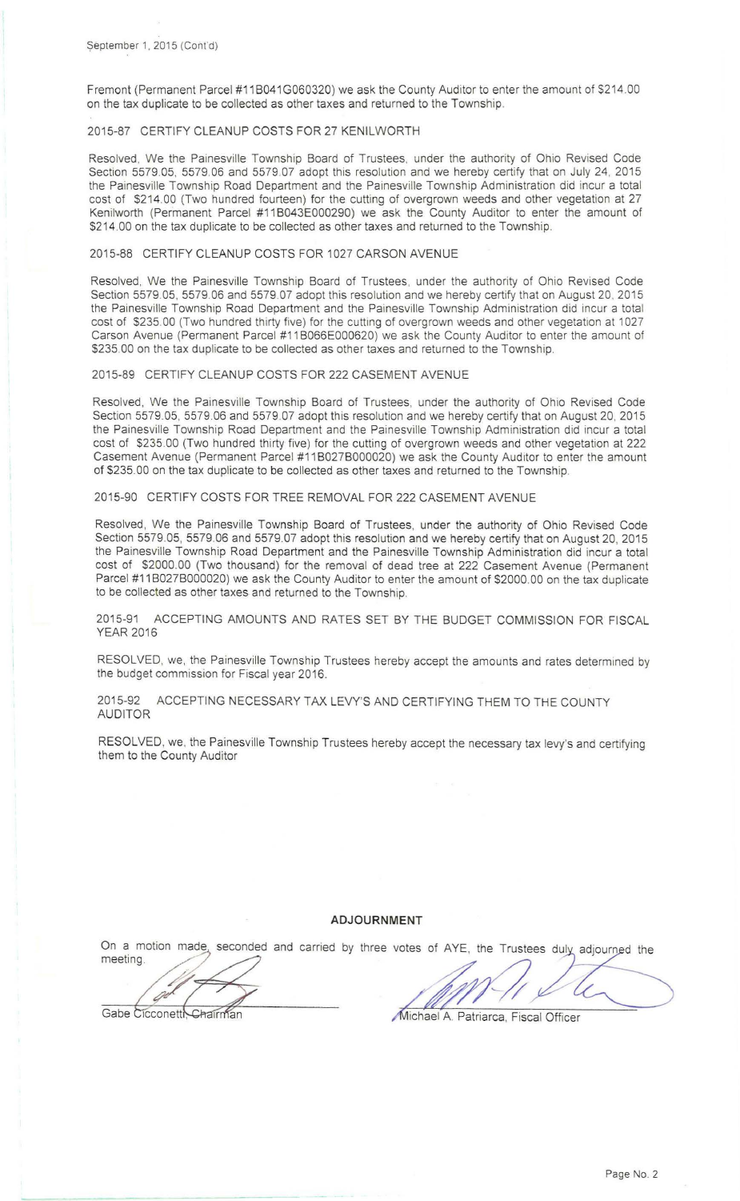September 1, 2015 (Cont'd)

Fremont (Permanent Parcel #11B041G060320) we ask the County Auditor to enter the amount of $214.00 on the tax duplicate to be collected as other taxes and returned to the Township.

2015-87 CERTIFY CLEANUP COSTS FOR 27 KENILWORTH

Resolved, We the Painesville Township Board of Trustees, under the authority of Ohio Revised Code Section 5579.05, 5579.06 and 5579.07 adopt this resolution and we hereby certify that on July 24, 2015 the Painesville Township Road Department and the Painesville Township Administration did incur a total cost of $214.00 (Two hundred fourteen) for the cutting of overgrown weeds and other vegetation at 27 Kenilworth (Permanent Parcel #11B043E000290) we ask the County Auditor to enter the amount of $214.00 on the tax duplicate to be collected as other taxes and returned to the Township.

2015-88 CERTIFY CLEANUP COSTS FOR 1027 CARSON AVENUE

Resolved, We the Painesville Township Board of Trustees, under the authority of Ohio Revised Code Section 5579.05, 5579.06 and 5579.07 adopt this resolution and we hereby certify that on August 20, 2015 the Painesville Township Road Department and the Painesville Township Administration did incur a total cost of $235.00 (Two hundred thirty five) for the cutting of overgrown weeds and other vegetation at 1027 Carson Avenue (Permanent Parcel #11B066E000620) we ask the County Auditor to enter the amount of $235.00 on the tax duplicate to be collected as other taxes and returned to the Township.

2015-89 CERTIFY CLEANUP COSTS FOR 222 CASEMENT AVENUE

Resolved, We the Painesville Township Board of Trustees, under the authority of Ohio Revised Code Section 5579.05, 5579.06 and 5579.07 adopt this resolution and we hereby certify that on August 20, 2015 the Painesville Township Road Department and the Painesville Township Administration did incur a total cost of $235.00 (Two hundred thirty five) for the cutting of overgrown weeds and other vegetation at 222 Casement Avenue (Permanent Parcel #11B027B000020) we ask the County Auditor to enter the amount of $235.00 on the tax duplicate to be collected as other taxes and returned to the Township.

2015-90 CERTIFY COSTS FOR TREE REMOVAL FOR 222 CASEMENT AVENUE

Resolved, We the Painesville Township Board of Trustees, under the authority of Ohio Revised Code Section 5579.05, 5579.06 and 5579.07 adopt this resolution and we hereby certify that on August 20, 2015 the Painesville Township Road Department and the Painesville Township Administration did incur a total cost of $2000.00 (Two thousand) for the removal of dead tree at 222 Casement Avenue (Permanent Parcel #11B027B000020) we ask the County Auditor to enter the amount of $2000.00 on the tax duplicate to be collected as other taxes and returned to the Township.

2015-91 ACCEPTING AMOUNTS AND RATES SET BY THE BUDGET COMMISSION FOR FISCAL YEAR 2016

RESOLVED, we, the Painesville Township Trustees hereby accept the amounts and rates determined by the budget commission for Fiscal year 2016.

2015-92 ACCEPTING NECESSARY TAX LEVY'S AND CERTIFYING THEM TO THE COUNTY AUDITOR

RESOLVED, we, the Painesville Township Trustees hereby accept the necessary tax levy's and certifying them to the County Auditor

## ADJOURNMENT

On a motion made, seconded and carried by three votes of AYE, the Trustees duly adjourned the meeting.

Gabe Cicconetti, Chairman

Michael A. Patriarca, Fiscal Officer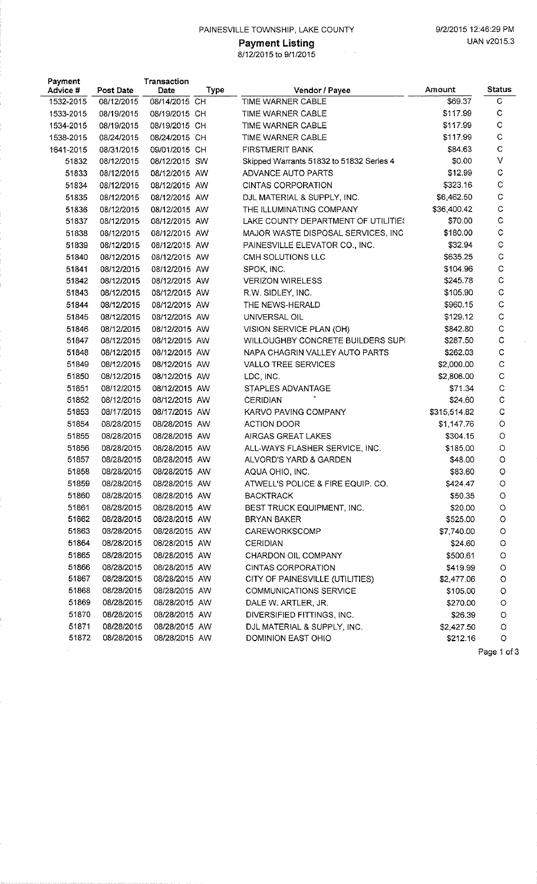PAINESVILLE TOWNSHIP, LAKE COUNTY

9/2/2015 12:46:29 PM
UAN v2015.3

# Payment Listing

8/12/2015 to 9/1/2015

| Payment Advice # | Post Date | Transaction Date | Type | Vendor / Payee | Amount | Status |
|---|---|---|---|---|---|---|
| 1532-2015 | 08/12/2015 | 08/14/2015 | CH | TIME WARNER CABLE | $69.37 | C |
| 1533-2015 | 08/19/2015 | 08/19/2015 | CH | TIME WARNER CABLE | $117.99 | C |
| 1534-2015 | 08/19/2015 | 08/19/2015 | CH | TIME WARNER CABLE | $117.99 | C |
| 1538-2015 | 08/24/2015 | 08/24/2015 | CH | TIME WARNER CABLE | $117.99 | C |
| 1641-2015 | 08/31/2015 | 09/01/2015 | CH | FIRSTMERIT BANK | $84.63 | C |
| 51832 | 08/12/2015 | 08/12/2015 | SW | Skipped Warrants 51832 to 51832 Series 4 | $0.00 | V |
| 51833 | 08/12/2015 | 08/12/2015 | AW | ADVANCE AUTO PARTS | $12.99 | C |
| 51834 | 08/12/2015 | 08/12/2015 | AW | CINTAS CORPORATION | $323.16 | C |
| 51835 | 08/12/2015 | 08/12/2015 | AW | DJL MATERIAL & SUPPLY, INC. | $6,462.50 | C |
| 51836 | 08/12/2015 | 08/12/2015 | AW | THE ILLUMINATING COMPANY | $36,400.42 | C |
| 51837 | 08/12/2015 | 08/12/2015 | AW | LAKE COUNTY DEPARTMENT OF UTILITIES | $70.00 | C |
| 51838 | 08/12/2015 | 08/12/2015 | AW | MAJOR WASTE DISPOSAL SERVICES, INC | $180.00 | C |
| 51839 | 08/12/2015 | 08/12/2015 | AW | PAINESVILLE ELEVATOR CO., INC. | $32.94 | C |
| 51840 | 08/12/2015 | 08/12/2015 | AW | CMH SOLUTIONS LLC | $635.25 | C |
| 51841 | 08/12/2015 | 08/12/2015 | AW | SPOK, INC. | $104.96 | C |
| 51842 | 08/12/2015 | 08/12/2015 | AW | VERIZON WIRELESS | $245.78 | C |
| 51843 | 08/12/2015 | 08/12/2015 | AW | R.W. SIDLEY, INC. | $105.90 | C |
| 51844 | 08/12/2015 | 08/12/2015 | AW | THE NEWS-HERALD | $960.15 | C |
| 51845 | 08/12/2015 | 08/12/2015 | AW | UNIVERSAL OIL | $129.12 | C |
| 51846 | 08/12/2015 | 08/12/2015 | AW | VISION SERVICE PLAN (OH) | $842.80 | C |
| 51847 | 08/12/2015 | 08/12/2015 | AW | WILLOUGHBY CONCRETE BUILDERS SUPI | $287.50 | C |
| 51848 | 08/12/2015 | 08/12/2015 | AW | NAPA CHAGRIN VALLEY AUTO PARTS | $262.03 | C |
| 51849 | 08/12/2015 | 08/12/2015 | AW | VALLO TREE SERVICES | $2,000.00 | C |
| 51850 | 08/12/2015 | 08/12/2015 | AW | LDC, INC. | $2,806.00 | C |
| 51851 | 08/12/2015 | 08/12/2015 | AW | STAPLES ADVANTAGE | $71.34 | C |
| 51852 | 08/12/2015 | 08/12/2015 | AW | CERIDIAN | $24.60 | C |
| 51853 | 08/17/2015 | 08/17/2015 | AW | KARVO PAVING COMPANY | $315,514.82 | C |
| 51854 | 08/28/2015 | 08/28/2015 | AW | ACTION DOOR | $1,147.76 | O |
| 51855 | 08/28/2015 | 08/28/2015 | AW | AIRGAS GREAT LAKES | $304.15 | O |
| 51856 | 08/28/2015 | 08/28/2015 | AW | ALL-WAYS FLASHER SERVICE, INC. | $185.00 | O |
| 51857 | 08/28/2015 | 08/28/2015 | AW | ALVORD'S YARD & GARDEN | $48.00 | O |
| 51858 | 08/28/2015 | 08/28/2015 | AW | AQUA OHIO, INC. | $83.60 | O |
| 51859 | 08/28/2015 | 08/28/2015 | AW | ATWELL'S POLICE & FIRE EQUIP. CO. | $424.47 | O |
| 51860 | 08/28/2015 | 08/28/2015 | AW | BACKTRACK | $50.35 | O |
| 51861 | 08/28/2015 | 08/28/2015 | AW | BEST TRUCK EQUIPMENT, INC. | $20.00 | O |
| 51862 | 08/28/2015 | 08/28/2015 | AW | BRYAN BAKER | $525.00 | O |
| 51863 | 08/28/2015 | 08/28/2015 | AW | CAREWORKSCOMP | $7,740.00 | O |
| 51864 | 08/28/2015 | 08/28/2015 | AW | CERIDIAN | $24.60 | O |
| 51865 | 08/28/2015 | 08/28/2015 | AW | CHARDON OIL COMPANY | $500.61 | O |
| 51866 | 08/28/2015 | 08/28/2015 | AW | CINTAS CORPORATION | $419.99 | O |
| 51867 | 08/28/2015 | 08/28/2015 | AW | CITY OF PAINESVILLE (UTILITIES) | $2,477.06 | O |
| 51868 | 08/28/2015 | 08/28/2015 | AW | COMMUNICATIONS SERVICE | $105.00 | O |
| 51869 | 08/28/2015 | 08/28/2015 | AW | DALE W. ARTLER, JR. | $270.00 | O |
| 51870 | 08/28/2015 | 08/28/2015 | AW | DIVERSIFIED FITTINGS, INC. | $26.39 | O |
| 51871 | 08/28/2015 | 08/28/2015 | AW | DJL MATERIAL & SUPPLY, INC. | $2,427.50 | O |
| 51872 | 08/28/2015 | 08/28/2015 | AW | DOMINION EAST OHIO | $212.16 | O |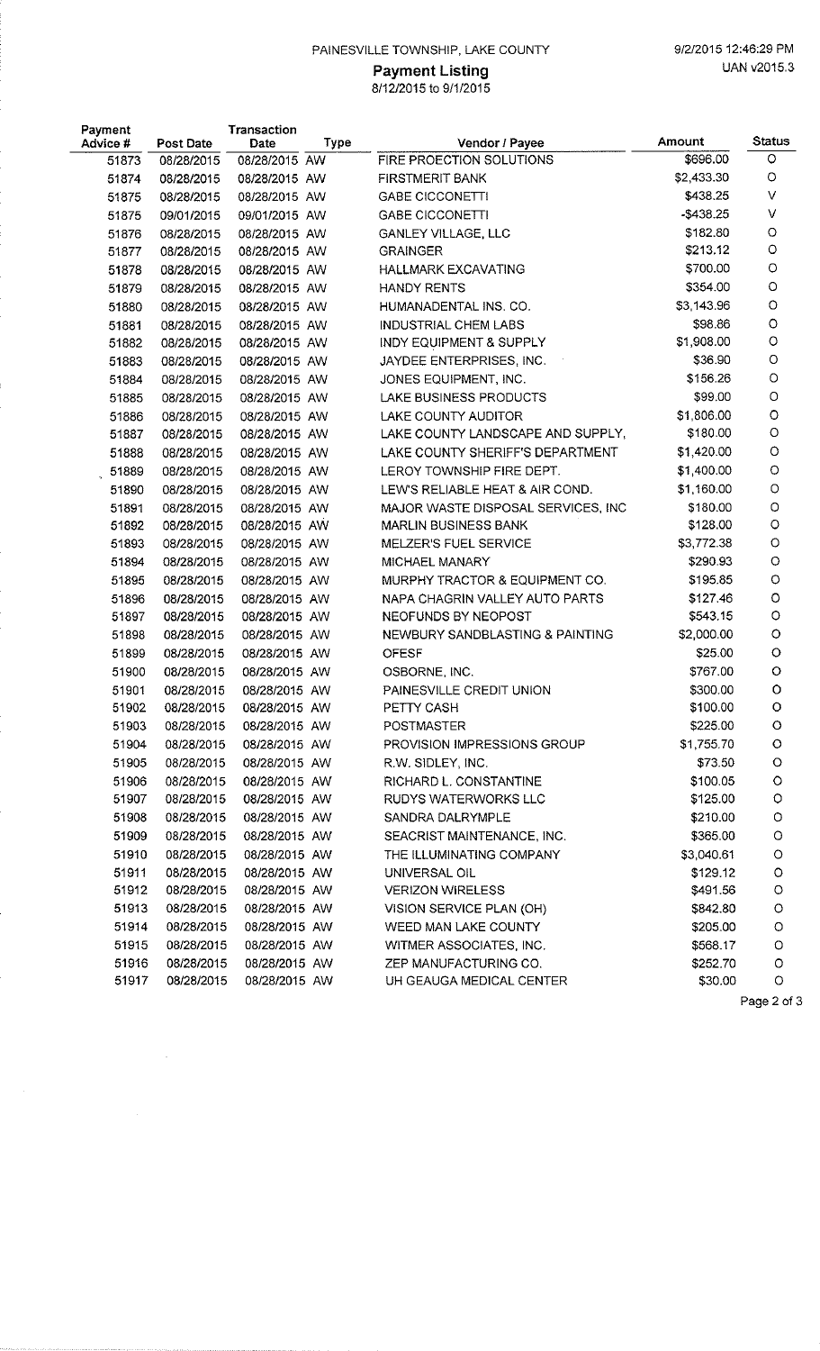PAINESVILLE TOWNSHIP, LAKE COUNTY

9/2/2015 12:46:29 PM

UAN v2015.3

## Payment Listing

8/12/2015 to 9/1/2015

| Payment Advice # | Post Date | Transaction Date | Type | Vendor / Payee | Amount | Status |
|---|---|---|---|---|---|---|
| 51873 | 08/28/2015 | 08/28/2015 | AW | FIRE PROECTION SOLUTIONS | $696.00 | O |
| 51874 | 08/28/2015 | 08/28/2015 | AW | FIRSTMERIT BANK | $2,433.30 | O |
| 51875 | 08/28/2015 | 08/28/2015 | AW | GABE CICCONETTI | $438.25 | V |
| 51875 | 09/01/2015 | 09/01/2015 | AW | GABE CICCONETTI | -$438.25 | V |
| 51876 | 08/28/2015 | 08/28/2015 | AW | GANLEY VILLAGE, LLC | $182.80 | O |
| 51877 | 08/28/2015 | 08/28/2015 | AW | GRAINGER | $213.12 | O |
| 51878 | 08/28/2015 | 08/28/2015 | AW | HALLMARK EXCAVATING | $700.00 | O |
| 51879 | 08/28/2015 | 08/28/2015 | AW | HANDY RENTS | $354.00 | O |
| 51880 | 08/28/2015 | 08/28/2015 | AW | HUMANADENTAL INS. CO. | $3,143.96 | O |
| 51881 | 08/28/2015 | 08/28/2015 | AW | INDUSTRIAL CHEM LABS | $98.86 | O |
| 51882 | 08/28/2015 | 08/28/2015 | AW | INDY EQUIPMENT & SUPPLY | $1,908.00 | O |
| 51883 | 08/28/2015 | 08/28/2015 | AW | JAYDEE ENTERPRISES, INC. | $36.90 | O |
| 51884 | 08/28/2015 | 08/28/2015 | AW | JONES EQUIPMENT, INC. | $156.26 | O |
| 51885 | 08/28/2015 | 08/28/2015 | AW | LAKE BUSINESS PRODUCTS | $99.00 | O |
| 51886 | 08/28/2015 | 08/28/2015 | AW | LAKE COUNTY AUDITOR | $1,806.00 | O |
| 51887 | 08/28/2015 | 08/28/2015 | AW | LAKE COUNTY LANDSCAPE AND SUPPLY, | $180.00 | O |
| 51888 | 08/28/2015 | 08/28/2015 | AW | LAKE COUNTY SHERIFF'S DEPARTMENT | $1,420.00 | O |
| 51889 | 08/28/2015 | 08/28/2015 | AW | LEROY TOWNSHIP FIRE DEPT. | $1,400.00 | O |
| 51890 | 08/28/2015 | 08/28/2015 | AW | LEW'S RELIABLE HEAT & AIR COND. | $1,160.00 | O |
| 51891 | 08/28/2015 | 08/28/2015 | AW | MAJOR WASTE DISPOSAL SERVICES, INC | $180.00 | O |
| 51892 | 08/28/2015 | 08/28/2015 | AW | MARLIN BUSINESS BANK | $128.00 | O |
| 51893 | 08/28/2015 | 08/28/2015 | AW | MELZER'S FUEL SERVICE | $3,772.38 | O |
| 51894 | 08/28/2015 | 08/28/2015 | AW | MICHAEL MANARY | $290.93 | O |
| 51895 | 08/28/2015 | 08/28/2015 | AW | MURPHY TRACTOR & EQUIPMENT CO. | $195.85 | O |
| 51896 | 08/28/2015 | 08/28/2015 | AW | NAPA CHAGRIN VALLEY AUTO PARTS | $127.46 | O |
| 51897 | 08/28/2015 | 08/28/2015 | AW | NEOFUNDS BY NEOPOST | $543.15 | O |
| 51898 | 08/28/2015 | 08/28/2015 | AW | NEWBURY SANDBLASTING & PAINTING | $2,000.00 | O |
| 51899 | 08/28/2015 | 08/28/2015 | AW | OFESF | $25.00 | O |
| 51900 | 08/28/2015 | 08/28/2015 | AW | OSBORNE, INC. | $767.00 | O |
| 51901 | 08/28/2015 | 08/28/2015 | AW | PAINESVILLE CREDIT UNION | $300.00 | O |
| 51902 | 08/28/2015 | 08/28/2015 | AW | PETTY CASH | $100.00 | O |
| 51903 | 08/28/2015 | 08/28/2015 | AW | POSTMASTER | $225.00 | O |
| 51904 | 08/28/2015 | 08/28/2015 | AW | PROVISION IMPRESSIONS GROUP | $1,755.70 | O |
| 51905 | 08/28/2015 | 08/28/2015 | AW | R.W. SIDLEY, INC. | $73.50 | O |
| 51906 | 08/28/2015 | 08/28/2015 | AW | RICHARD L. CONSTANTINE | $100.05 | O |
| 51907 | 08/28/2015 | 08/28/2015 | AW | RUDYS WATERWORKS LLC | $125.00 | O |
| 51908 | 08/28/2015 | 08/28/2015 | AW | SANDRA DALRYMPLE | $210.00 | O |
| 51909 | 08/28/2015 | 08/28/2015 | AW | SEACRIST MAINTENANCE, INC. | $365.00 | O |
| 51910 | 08/28/2015 | 08/28/2015 | AW | THE ILLUMINATING COMPANY | $3,040.61 | O |
| 51911 | 08/28/2015 | 08/28/2015 | AW | UNIVERSAL OIL | $129.12 | O |
| 51912 | 08/28/2015 | 08/28/2015 | AW | VERIZON WIRELESS | $491.56 | O |
| 51913 | 08/28/2015 | 08/28/2015 | AW | VISION SERVICE PLAN (OH) | $842.80 | O |
| 51914 | 08/28/2015 | 08/28/2015 | AW | WEED MAN LAKE COUNTY | $205.00 | O |
| 51915 | 08/28/2015 | 08/28/2015 | AW | WITMER ASSOCIATES, INC. | $568.17 | O |
| 51916 | 08/28/2015 | 08/28/2015 | AW | ZEP MANUFACTURING CO. | $252.70 | O |
| 51917 | 08/28/2015 | 08/28/2015 | AW | UH GEAUGA MEDICAL CENTER | $30.00 | O |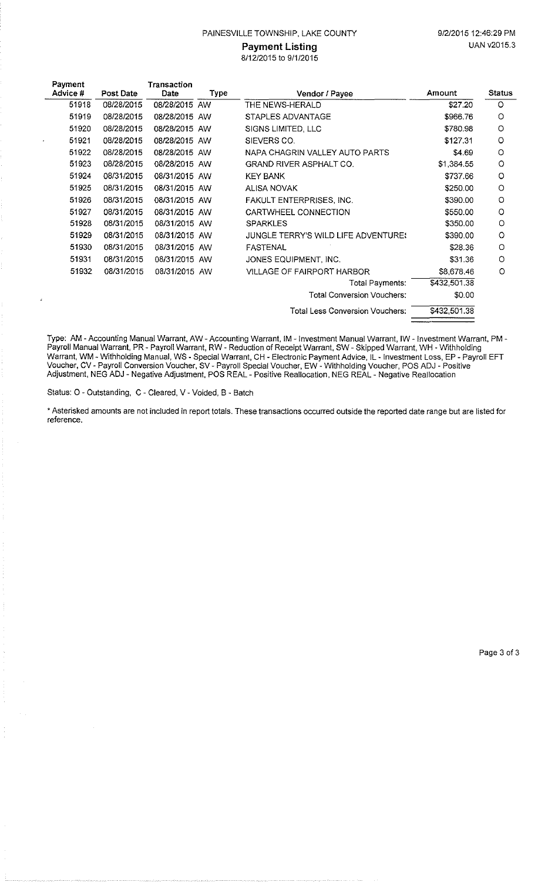PAINESVILLE TOWNSHIP, LAKE COUNTY

## Payment Listing

8/12/2015 to 9/1/2015

| Payment Advice # | Post Date | Transaction Date | Type | Vendor / Payee | Amount | Status |
|---|---|---|---|---|---|---|
| 51918 | 08/28/2015 | 08/28/2015 | AW | THE NEWS-HERALD | $27.20 | O |
| 51919 | 08/28/2015 | 08/28/2015 | AW | STAPLES ADVANTAGE | $966.76 | O |
| 51920 | 08/28/2015 | 08/28/2015 | AW | SIGNS LIMITED, LLC | $780.98 | O |
| 51921 | 08/28/2015 | 08/28/2015 | AW | SIEVERS CO. | $127.31 | O |
| 51922 | 08/28/2015 | 08/28/2015 | AW | NAPA CHAGRIN VALLEY AUTO PARTS | $4.69 | O |
| 51923 | 08/28/2015 | 08/28/2015 | AW | GRAND RIVER ASPHALT CO. | $1,384.55 | O |
| 51924 | 08/31/2015 | 08/31/2015 | AW | KEY BANK | $737.66 | O |
| 51925 | 08/31/2015 | 08/31/2015 | AW | ALISA NOVAK | $250.00 | O |
| 51926 | 08/31/2015 | 08/31/2015 | AW | FAKULT ENTERPRISES, INC. | $390.00 | O |
| 51927 | 08/31/2015 | 08/31/2015 | AW | CARTWHEEL CONNECTION | $550.00 | O |
| 51928 | 08/31/2015 | 08/31/2015 | AW | SPARKLES | $350.00 | O |
| 51929 | 08/31/2015 | 08/31/2015 | AW | JUNGLE TERRY'S WILD LIFE ADVENTURES | $390.00 | O |
| 51930 | 08/31/2015 | 08/31/2015 | AW | FASTENAL | $28.36 | O |
| 51931 | 08/31/2015 | 08/31/2015 | AW | JONES EQUIPMENT, INC. | $31.36 | O |
| 51932 | 08/31/2015 | 08/31/2015 | AW | VILLAGE OF FAIRPORT HARBOR | $8,678.46 | O |
| | | | | Total Payments: | $432,501.38 | |
| | | | | Total Conversion Vouchers: | $0.00 | |
| | | | | Total Less Conversion Vouchers: | $432,501.38 | |

Type: AM - Accounting Manual Warrant, AW - Accounting Warrant, IM - Investment Manual Warrant, IW - Investment Warrant, PM - Payroll Manual Warrant, PR - Payroll Warrant, RW - Reduction of Receipt Warrant, SW - Skipped Warrant, WH - Withholding Warrant, WM - Withholding Manual, WS - Special Warrant, CH - Electronic Payment Advice, IL - Investment Loss, EP - Payroll EFT Voucher, CV - Payroll Conversion Voucher, SV - Payroll Special Voucher, EW - Withholding Voucher, POS ADJ - Positive Adjustment, NEG ADJ - Negative Adjustment, POS REAL - Positive Reallocation, NEG REAL - Negative Reallocation

Status: O - Outstanding, C - Cleared, V - Voided, B - Batch

* Asterisked amounts are not included in report totals. These transactions occurred outside the reported date range but are listed for reference.